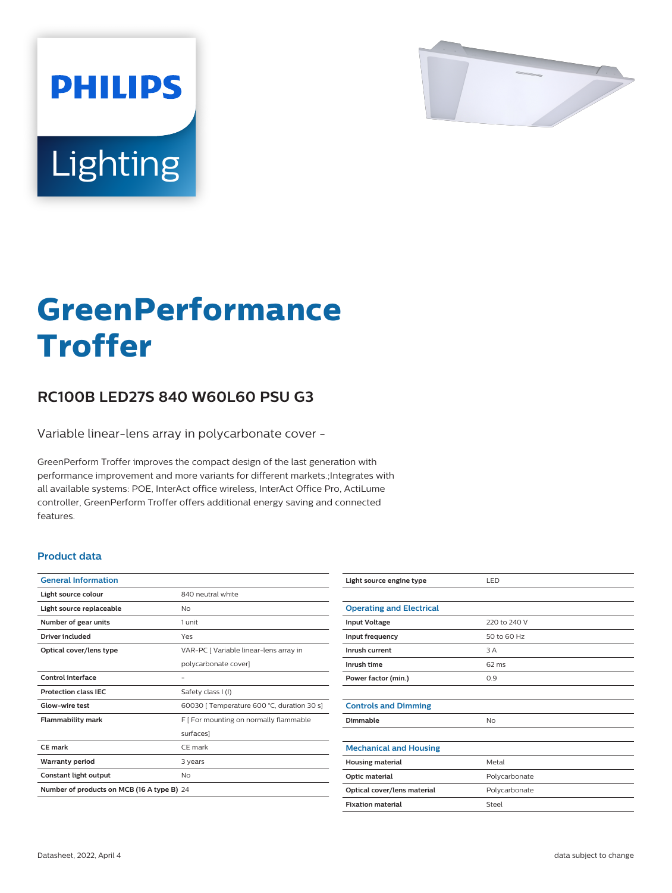# GreenPerformance Troffer

## RC100B LED27S 840 W60L60 PSU G3

Variable linear-lens array in polycarbonate cover -

GreenPerform Troffer improves the compact design of the last generation with performance improvement and more variants for different markets.;Integrates with all available systems: POE, InterAct office wireless, InterAct Office Pro, ActiLume controller, GreenPerform Troffer offers additional energy saving and connected features.

### Product data

| General Information | |
|---|---|
| **Light source colour** | 840 neutral white |
| **Light source replaceable** | No |
| **Number of gear units** | 1 unit |
| **Driver included** | Yes |
| **Optical cover/lens type** | VAR-PC [ Variable linear-lens array in polycarbonate cover] |
| **Control interface** | - |
| **Protection class IEC** | Safety class I (I) |
| **Glow-wire test** | 60030 [ Temperature 600 °C, duration 30 s] |
| **Flammability mark** | F [ For mounting on normally flammable surfaces] |
| **CE mark** | CE mark |
| **Warranty period** | 3 years |
| **Constant light output** | No |
| **Number of products on MCB (16 A type B)** | 24 |
| **Light source engine type** | LED |

| Operating and Electrical | |
|---|---|
| **Input Voltage** | 220 to 240 V |
| **Input frequency** | 50 to 60 Hz |
| **Inrush current** | 3 A |
| **Inrush time** | 62 ms |
| **Power factor (min.)** | 0.9 |

| Controls and Dimming | |
|---|---|
| **Dimmable** | No |

| Mechanical and Housing | |
|---|---|
| **Housing material** | Metal |
| **Optic material** | Polycarbonate |
| **Optical cover/lens material** | Polycarbonate |
| **Fixation material** | Steel |

Datasheet, 2022, April 4

data subject to change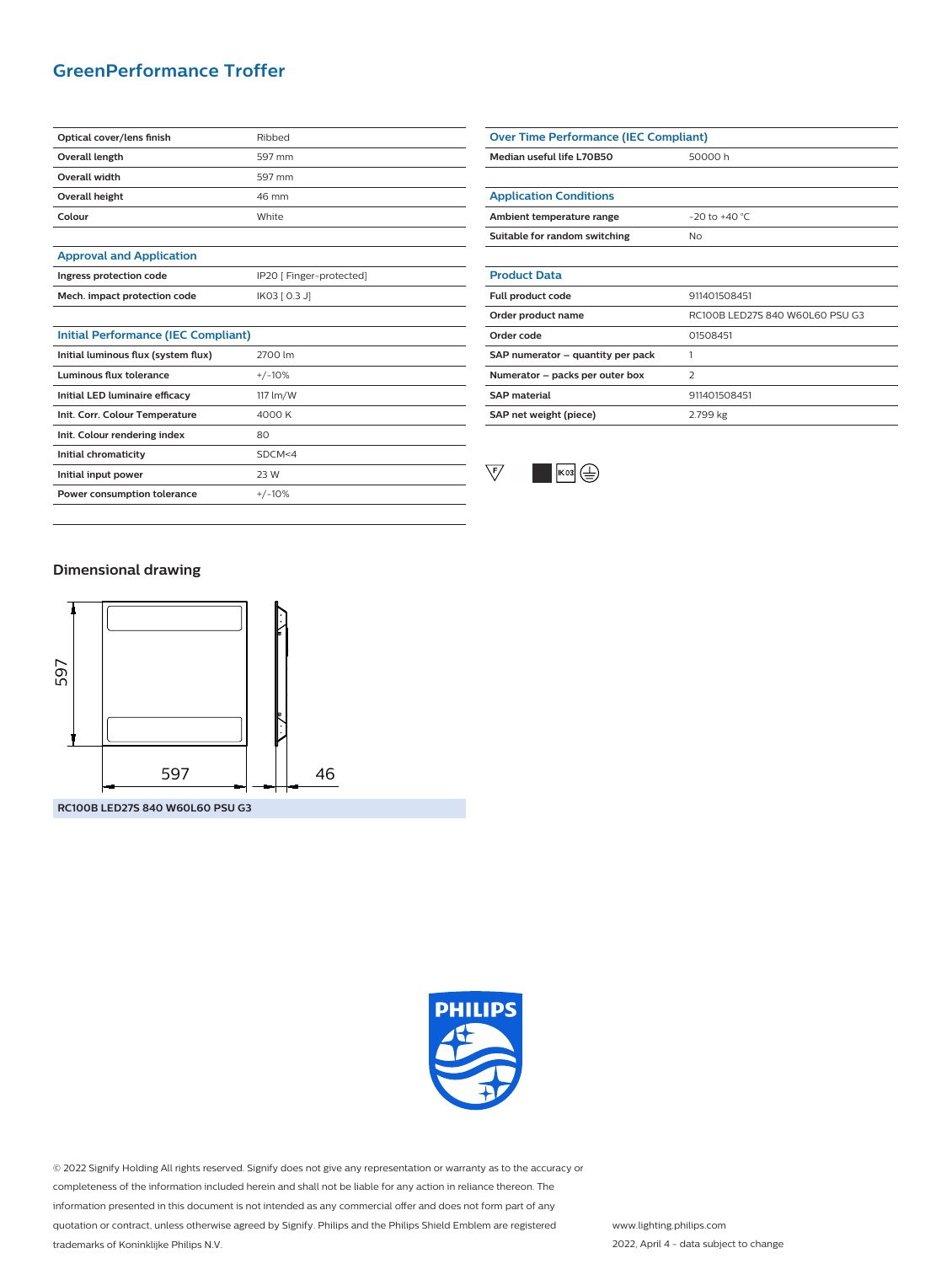## GreenPerformance Troffer

| | |
|---|---|
| Optical cover/lens finish | Ribbed |
| Overall length | 597 mm |
| Overall width | 597 mm |
| Overall height | 46 mm |
| Colour | White |

| Approval and Application | |
|---|---|
| Ingress protection code | IP20 [ Finger-protected] |
| Mech. impact protection code | IK03 [ 0.3 J] |

| Initial Performance (IEC Compliant) | |
|---|---|
| Initial luminous flux (system flux) | 2700 lm |
| Luminous flux tolerance | +/-10% |
| Initial LED luminaire efficacy | 117 lm/W |
| Init. Corr. Colour Temperature | 4000 K |
| Init. Colour rendering index | 80 |
| Initial chromaticity | SDCM<4 |
| Initial input power | 23 W |
| Power consumption tolerance | +/-10% |

| Over Time Performance (IEC Compliant) | |
|---|---|
| Median useful life L70B50 | 50000 h |

| Application Conditions | |
|---|---|
| Ambient temperature range | -20 to +40 °C |
| Suitable for random switching | No |

| Product Data | |
|---|---|
| Full product code | 911401508451 |
| Order product name | RC100B LED27S 840 W60L60 PSU G3 |
| Order code | 01508451 |
| SAP numerator – quantity per pack | 1 |
| Numerator – packs per outer box | 2 |
| SAP material | 911401508451 |
| SAP net weight (piece) | 2.799 kg |

### Dimensional drawing

597

597

46

**RC100B LED27S 840 W60L60 PSU G3**

© 2022 Signify Holding All rights reserved. Signify does not give any representation or warranty as to the accuracy or completeness of the information included herein and shall not be liable for any action in reliance thereon. The information presented in this document is not intended as any commercial offer and does not form part of any quotation or contract, unless otherwise agreed by Signify. Philips and the Philips Shield Emblem are registered trademarks of Koninklijke Philips N.V.

www.lighting.philips.com

2022, April 4 - data subject to change